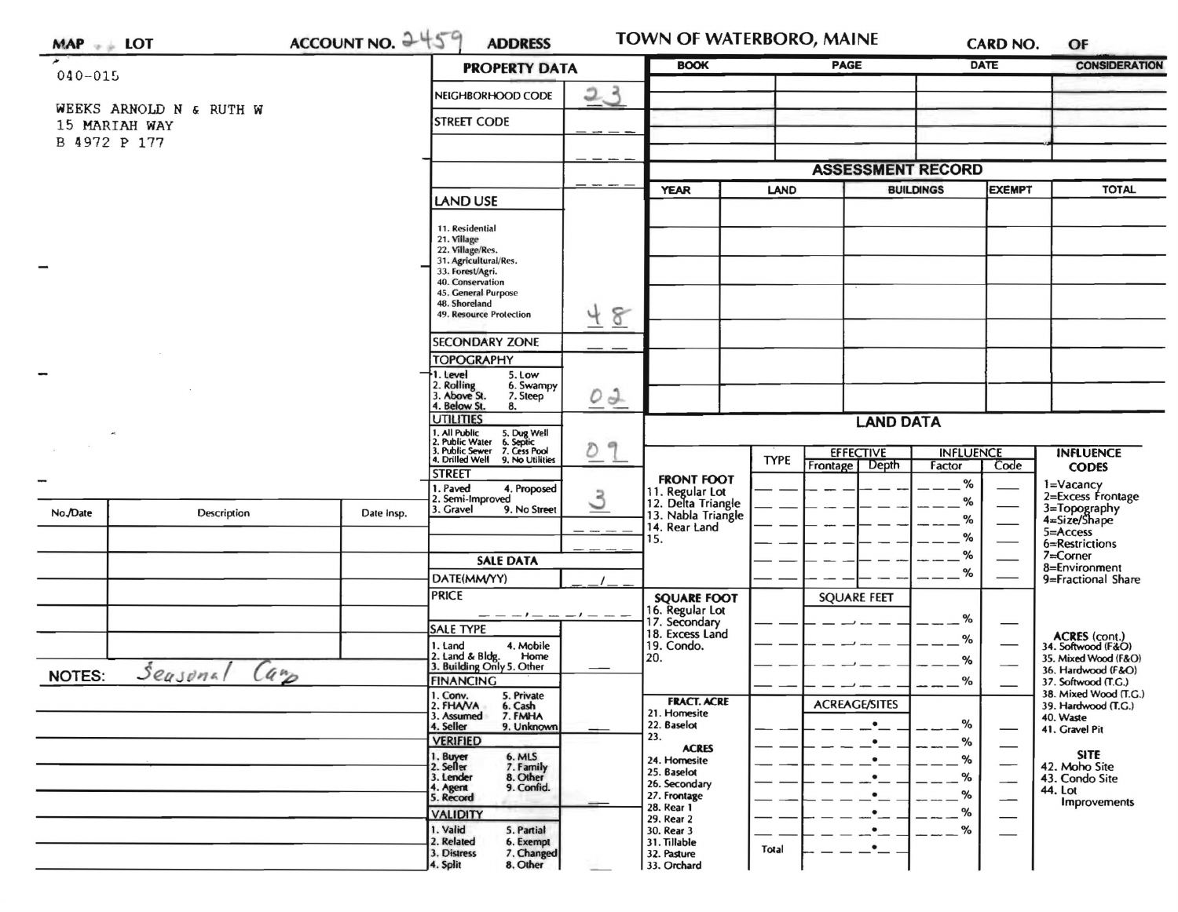**MAP LOT** | **ACCOUNT NO.** 2459 | **ADDRESS** | **TOWN OF WATERBORO, MAINE** | **CARD NO. OF**

040-015

WEEKS ARNOLD N & RUTH W
15 MARIAH WAY
B 4972 P 177

| No./Date | Description | Date Insp. |
|---|---|---|
| | | |
| | | |
| | | |
| | | |
| | | |
| | | |

**NOTES:** Seasonal Camp

## PROPERTY DATA

| | |
|---|---|
| NEIGHBORHOOD CODE | 23 |
| STREET CODE | |
| LAND USE (11. Residential, 21. Village, 22. Village/Res., 31. Agricultural/Res., 33. Forest/Agri., 40. Conservation, 45. General Purpose, 48. Shoreland, 49. Resource Protection) | 48 |
| SECONDARY ZONE | |
| TOPOGRAPHY (1. Level, 2. Rolling, 3. Above St., 4. Below St., 5. Low, 6. Swampy, 7. Steep, 8.) | 02 |
| UTILITIES (1. All Public, 2. Public Water, 3. Public Sewer, 4. Drilled Well, 5. Dug Well, 6. Septic, 7. Cess Pool, 9. No Utilities) | 09 |
| STREET (1. Paved, 2. Semi-Improved, 3. Gravel, 4. Proposed, 9. No Street) | 3 |

## SALE DATA

| | |
|---|---|
| DATE(MM/YY) | |
| PRICE | |
| SALE TYPE (1. Land, 2. Land & Bldg., 3. Building Only, 4. Mobile Home, 5. Other) | |
| FINANCING (1. Conv., 2. FHA/VA, 3. Assumed, 4. Seller, 5. Private, 6. Cash, 7. FMHA, 9. Unknown) | |
| VERIFIED (1. Buyer, 2. Seller, 3. Lender, 4. Agent, 5. Record, 6. MLS, 7. Family, 8. Other, 9. Confid.) | |
| VALIDITY (1. Valid, 2. Related, 3. Distress, 4. Split, 5. Partial, 6. Exempt, 7. Changed, 8. Other) | |

| BOOK | PAGE | DATE | CONSIDERATION |
|---|---|---|---|
| | | | |
| | | | |
| | | | |
| | | | |
| | | | |

## ASSESSMENT RECORD

| YEAR | LAND | BUILDINGS | EXEMPT | TOTAL |
|---|---|---|---|---|
| | | | | |
| | | | | |
| | | | | |
| | | | | |
| | | | | |
| | | | | |
| | | | | |

## LAND DATA

| | TYPE | EFFECTIVE Frontage | EFFECTIVE Depth | INFLUENCE Factor | INFLUENCE Code |
|---|---|---|---|---|---|
| **FRONT FOOT** 11. Regular Lot | | | | % | |
| 12. Delta Triangle | | | | % | |
| 13. Nabla Triangle | | | | % | |
| 14. Rear Land | | | | % | |
| 15. | | | | % | |
| | | | | % | |
| **SQUARE FOOT** 16. Regular Lot | | SQUARE FEET | | % | |
| 17. Secondary | | | | % | |
| 18. Excess Land | | | | % | |
| 19. Condo. | | | | % | |
| 20. | | | | | |
| **FRACT. ACRE** 21. Homesite | | ACREAGE/SITES | | % | |
| 22. Baselot | | | | % | |
| 23. | | | | % | |
| **ACRES** 24. Homesite | | | | % | |
| 25. Baselot | | | | % | |
| 26. Secondary | | | | % | |
| 27. Frontage | | | | % | |
| 28. Rear 1 | | | | | |
| 29. Rear 2 | | | | | |
| 30. Rear 3 | | | | | |
| 31. Tillable | Total | | | | |
| 32. Pasture | | | | | |
| 33. Orchard | | | | | |

**INFLUENCE CODES**
1=Vacancy
2=Excess Frontage
3=Topography
4=Size/Shape
5=Access
6=Restrictions
7=Corner
8=Environment
9=Fractional Share

**ACRES (cont.)**
34. Softwood (F&O)
35. Mixed Wood (F&O)
36. Hardwood (F&O)
37. Softwood (T.G.)
38. Mixed Wood (T.G.)
39. Hardwood (T.G.)
40. Waste
41. Gravel Pit

**SITE**
42. Moho Site
43. Condo Site
44. Lot Improvements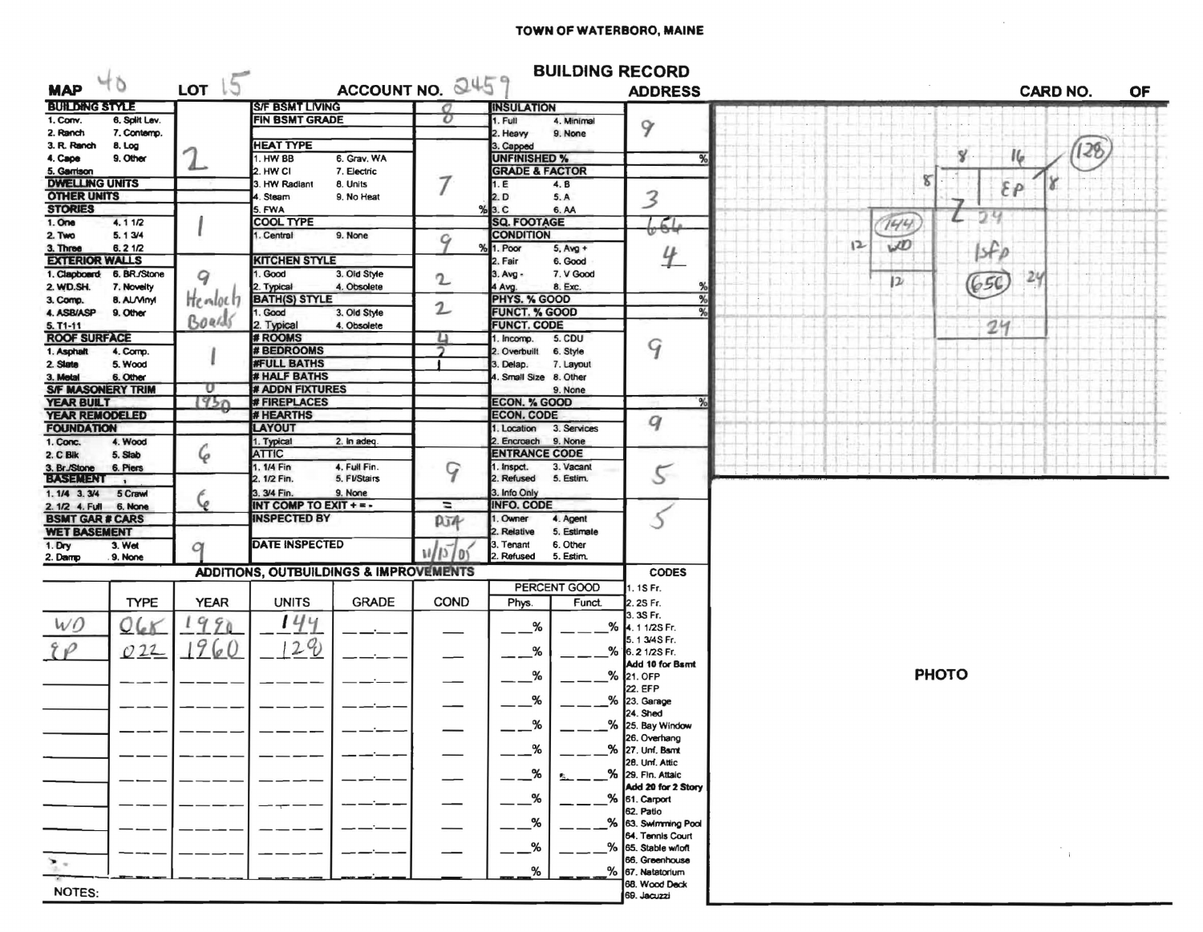**TOWN OF WATERBORO, MAINE**

# BUILDING RECORD

MAP 40 LOT 15 ACCOUNT NO. 2459 ADDRESS CARD NO. OF

| | | | | | |
|---|---|---|---|---|---|
| **BUILDING STYLE** 1. Conv. 6. Split Lev. 2. Ranch 7. Contemp. 3. R. Ranch 8. Log 4. Cape 9. Other 5. Garrison | 2 | **S/F BSMT LIVING** | 8 | **INSULATION** 1. Full 4. Minimal 2. Heavy 9. None 3. Capped | 9 |
| **DWELLING UNITS** | | **FIN BSMT GRADE** | | **UNFINISHED %** | % |
| **OTHER UNITS** | | **HEAT TYPE** 1. HW BB 6. Grav. WA 2. HW CI 7. Electric 3. HW Radiant 8. Units 4. Steam 9. No Heat 5. FWA | 7 % | **GRADE & FACTOR** 1. E 4. B 2. D 5. A 3. C 6. AA | 3 |
| **STORIES** 1. One 4. 1 1/2 2. Two 5. 1 3/4 3. Three 6. 2 1/2 | 1 | **COOL TYPE** 1. Central 9. None | 9 % | **SQ. FOOTAGE** | 656 |
| **EXTERIOR WALLS** 1. Clapboard 6. BR./Stone 2. WD.SH. 7. Novelty 3. Comp. 8. AL/Vinyl 4. ASB/ASP 9. Other 5. T1-11 | 9 Hemlock Boards | **KITCHEN STYLE** 1. Good 3. Old Style 2. Typical 4. Obsolete | 2 | **CONDITION** 1. Poor 5. Avg + 2. Fair 6. Good 3. Avg - 7. V Good 4 Avg. 8. Exc. | 4 |
| | | **BATH(S) STYLE** 1. Good 3. Old Style 2. Typical 4. Obsolete | 2 | **PHYS. % GOOD** | % |
| | | | | **FUNCT. % GOOD** | % |
| **ROOF SURFACE** 1. Asphalt 4. Comp. 2. Slate 5. Wood 3. Metal 6. Other | 1 | **# ROOMS** | 4 | **FUNCT. CODE** 1. Incomp. 5. CDU 2. Overbuilt 6. Style 3. Delap. 7. Layout 4. Small Size 8. Other 9. None | 9 |
| | | **# BEDROOMS** | 2 | | |
| | | **#FULL BATHS** | 1 | | |
| | | **# HALF BATHS** | | | |
| **S/F MASONERY TRIM** | 0 | **# ADDN FIXTURES** | | | |
| **YEAR BUILT** | 1950 | **# FIREPLACES** | | **ECON. % GOOD** | % |
| **YEAR REMODELED** | | **# HEARTHS** | | **ECON. CODE** 1. Location 3. Services 2. Encroach 9. None | 9 |
| **FOUNDATION** 1. Conc. 4. Wood 2. C Blk 5. Slab 3. Br./Stone 6. Piers | 6 | **LAYOUT** 1. Typical 2. In adeq. | | | |
| | | **ATTIC** 1. 1/4 Fin 4. Full Fin. 2. 1/2 Fin. 5. Fl/Stairs 3. 3/4 Fin. 9. None | 9 | **ENTRANCE CODE** 1. Inspct. 3. Vacant 2. Refused 5. Estim. 3. Info Only | 5 |
| **BASEMENT** 1. 1/4 3. 3/4 5 Crawl 2. 1/2 4. Full 6. None | 6 | | | | |
| **BSMT GAR # CARS** | | **INT COMP TO EXIT + = -** | = | **INFO. CODE** 1. Owner 4. Agent 2. Relative 5. Estimate 3. Tenant 6. Other 2. Refused 5. Estim. | 5 |
| **WET BASEMENT** 1. Dry 3. Wet 2. Damp 9. None | 9 | **INSPECTED BY** | DJA | | |
| | | **DATE INSPECTED** | 11/15/05 | | |

## ADDITIONS, OUTBUILDINGS & IMPROVEMENTS

| | TYPE | YEAR | UNITS | GRADE | COND | PERCENT GOOD Phys. | Funct. |
|---|---|---|---|---|---|---|---|
| WD | 068 | 1990 | 144 | | | % | % |
| EP | 022 | 1960 | 128 | | | % | % |
| | | | | | | % | % |
| | | | | | | % | % |
| | | | | | | % | % |
| | | | | | | % | % |
| | | | | | | % | % |
| | | | | | | % | % |
| | | | | | | % | % |
| | | | | | | % | % |
| | | | | | | % | % |

NOTES:

**CODES**
1. 1S Fr.
2. 2S Fr.
3. 3S Fr.
4. 1 1/2S Fr.
5. 1 3/4S Fr.
6. 2 1/2S Fr.

**Add 10 for Bsmt**
21. OFP
22. EFP
23. Garage
24. Shed
25. Bay Window
26. Overhang
27. Unf. Bsmt
28. Unf. Attic
29. Fin. Attaic

**Add 20 for 2 Story**
61. Carport
62. Patio
63. Swimming Pool
64. Tennis Court
65. Stable w/loft
66. Greenhouse
67. Natatorium
68. Wood Deck
69. Jacuzzi

Sketch: 8 16 (128) 8 EP 8 / 24 / (144) WD 12 12 / 1sfp (656) 24 / 24

PHOTO